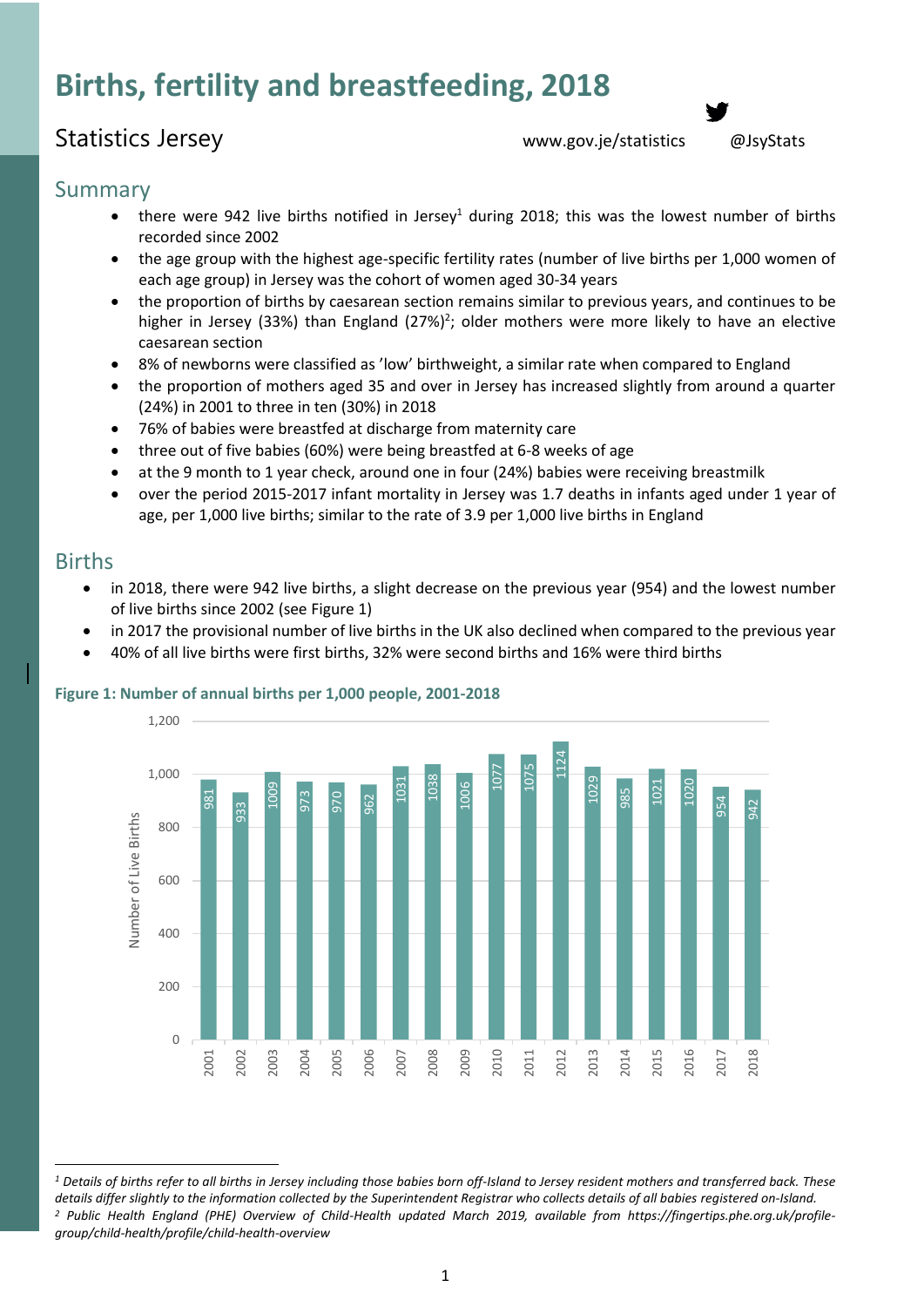# Births, fertility and breastfeeding, 2018

## Statistics Jersey

www.gov.je/statistics @JsyStats

## Summary

- there were 942 live births notified in Jersey[1] during 2018; this was the lowest number of births recorded since 2002
- the age group with the highest age-specific fertility rates (number of live births per 1,000 women of each age group) in Jersey was the cohort of women aged 30-34 years
- the proportion of births by caesarean section remains similar to previous years, and continues to be higher in Jersey (33%) than England (27%)[2]; older mothers were more likely to have an elective caesarean section
- 8% of newborns were classified as 'low' birthweight, a similar rate when compared to England
- the proportion of mothers aged 35 and over in Jersey has increased slightly from around a quarter (24%) in 2001 to three in ten (30%) in 2018
- 76% of babies were breastfed at discharge from maternity care
- three out of five babies (60%) were being breastfed at 6-8 weeks of age
- at the 9 month to 1 year check, around one in four (24%) babies were receiving breastmilk
- over the period 2015-2017 infant mortality in Jersey was 1.7 deaths in infants aged under 1 year of age, per 1,000 live births; similar to the rate of 3.9 per 1,000 live births in England

## Births

- in 2018, there were 942 live births, a slight decrease on the previous year (954) and the lowest number of live births since 2002 (see Figure 1)
- in 2017 the provisional number of live births in the UK also declined when compared to the previous year
- 40% of all live births were first births, 32% were second births and 16% were third births

**Figure 1: Number of annual births per 1,000 people, 2001-2018**

| Year | Number of Live Births |
|---|---|
| 2001 | 981 |
| 2002 | 933 |
| 2003 | 1009 |
| 2004 | 973 |
| 2005 | 970 |
| 2006 | 962 |
| 2007 | 1031 |
| 2008 | 1038 |
| 2009 | 1006 |
| 2010 | 1077 |
| 2011 | 1075 |
| 2012 | 1124 |
| 2013 | 1029 |
| 2014 | 985 |
| 2015 | 1021 |
| 2016 | 1020 |
| 2017 | 954 |
| 2018 | 942 |

*[1] Details of births refer to all births in Jersey including those babies born off-Island to Jersey resident mothers and transferred back. These details differ slightly to the information collected by the Superintendent Registrar who collects details of all babies registered on-Island.*

*[2] Public Health England (PHE) Overview of Child-Health updated March 2019, available from https://fingertips.phe.org.uk/profile-group/child-health/profile/child-health-overview*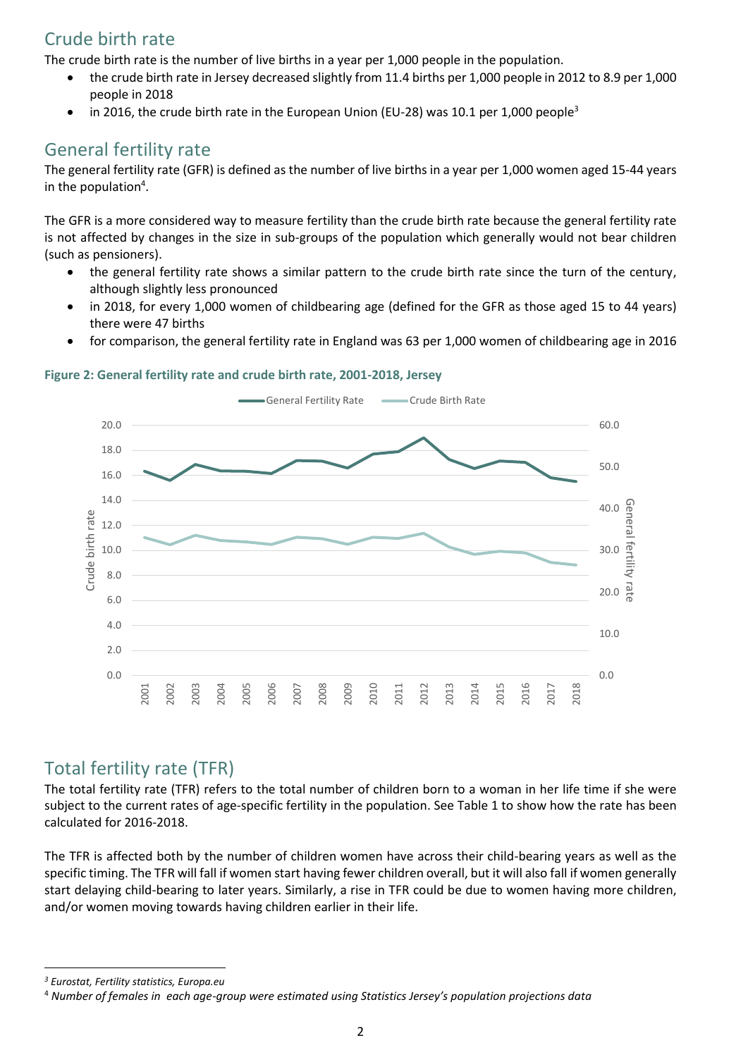## Crude birth rate

The crude birth rate is the number of live births in a year per 1,000 people in the population.

- the crude birth rate in Jersey decreased slightly from 11.4 births per 1,000 people in 2012 to 8.9 per 1,000 people in 2018
- in 2016, the crude birth rate in the European Union (EU-28) was 10.1 per 1,000 people[3]

## General fertility rate

The general fertility rate (GFR) is defined as the number of live births in a year per 1,000 women aged 15-44 years in the population[4].

The GFR is a more considered way to measure fertility than the crude birth rate because the general fertility rate is not affected by changes in the size in sub-groups of the population which generally would not bear children (such as pensioners).

- the general fertility rate shows a similar pattern to the crude birth rate since the turn of the century, although slightly less pronounced
- in 2018, for every 1,000 women of childbearing age (defined for the GFR as those aged 15 to 44 years) there were 47 births
- for comparison, the general fertility rate in England was 63 per 1,000 women of childbearing age in 2016

**Figure 2: General fertility rate and crude birth rate, 2001-2018, Jersey**

## Total fertility rate (TFR)

The total fertility rate (TFR) refers to the total number of children born to a woman in her life time if she were subject to the current rates of age-specific fertility in the population. See Table 1 to show how the rate has been calculated for 2016-2018.

The TFR is affected both by the number of children women have across their child-bearing years as well as the specific timing. The TFR will fall if women start having fewer children overall, but it will also fall if women generally start delaying child-bearing to later years. Similarly, a rise in TFR could be due to women having more children, and/or women moving towards having children earlier in their life.

---

[3] *Eurostat, Fertility statistics, Europa.eu*

[4] *Number of females in each age-group were estimated using Statistics Jersey's population projections data*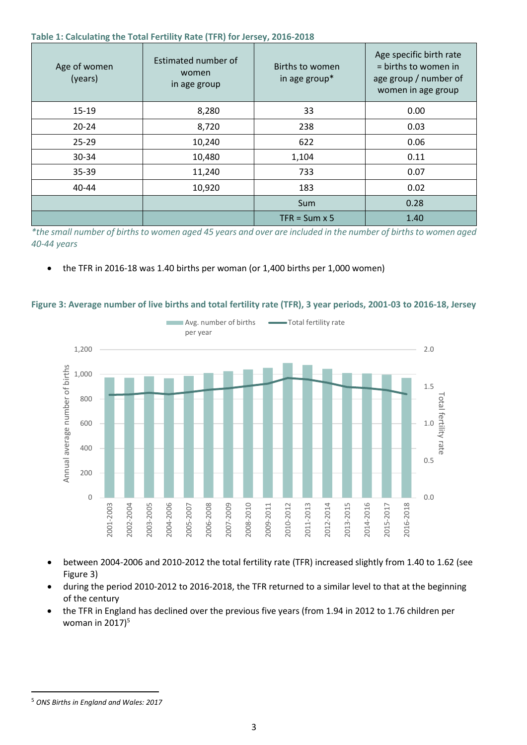**Table 1: Calculating the Total Fertility Rate (TFR) for Jersey, 2016-2018**

| Age of women (years) | Estimated number of women in age group | Births to women in age group* | Age specific birth rate = births to women in age group / number of women in age group |
|---|---|---|---|
| 15-19 | 8,280 | 33 | 0.00 |
| 20-24 | 8,720 | 238 | 0.03 |
| 25-29 | 10,240 | 622 | 0.06 |
| 30-34 | 10,480 | 1,104 | 0.11 |
| 35-39 | 11,240 | 733 | 0.07 |
| 40-44 | 10,920 | 183 | 0.02 |
| | | Sum | 0.28 |
| | | TFR = Sum x 5 | 1.40 |

*\*the small number of births to women aged 45 years and over are included in the number of births to women aged 40-44 years*

- the TFR in 2016-18 was 1.40 births per woman (or 1,400 births per 1,000 women)

**Figure 3: Average number of live births and total fertility rate (TFR), 3 year periods, 2001-03 to 2016-18, Jersey**

- between 2004-2006 and 2010-2012 the total fertility rate (TFR) increased slightly from 1.40 to 1.62 (see Figure 3)
- during the period 2010-2012 to 2016-2018, the TFR returned to a similar level to that at the beginning of the century
- the TFR in England has declined over the previous five years (from 1.94 in 2012 to 1.76 children per woman in 2017)[5]

[5] *ONS Births in England and Wales: 2017*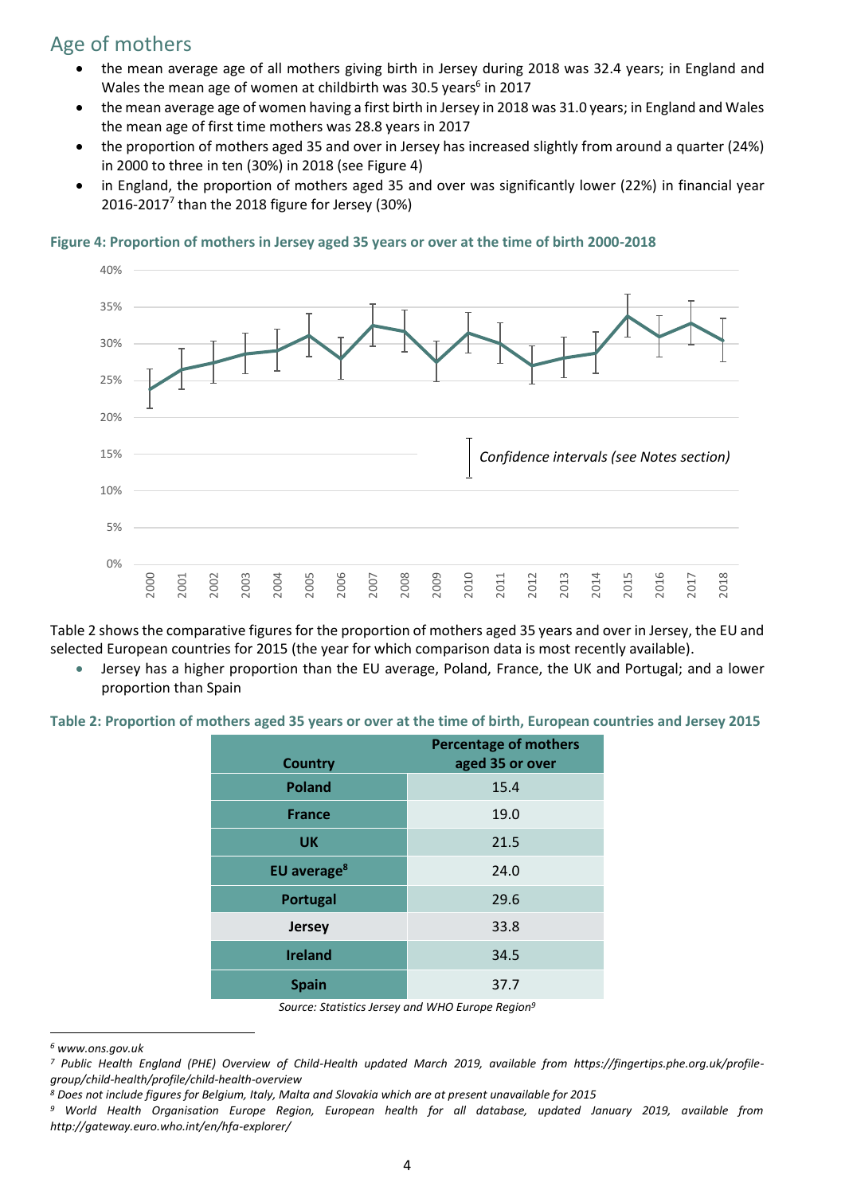## Age of mothers

- the mean average age of all mothers giving birth in Jersey during 2018 was 32.4 years; in England and Wales the mean age of women at childbirth was 30.5 years[6] in 2017
- the mean average age of women having a first birth in Jersey in 2018 was 31.0 years; in England and Wales the mean age of first time mothers was 28.8 years in 2017
- the proportion of mothers aged 35 and over in Jersey has increased slightly from around a quarter (24%) in 2000 to three in ten (30%) in 2018 (see Figure 4)
- in England, the proportion of mothers aged 35 and over was significantly lower (22%) in financial year 2016-2017[7] than the 2018 figure for Jersey (30%)

**Figure 4: Proportion of mothers in Jersey aged 35 years or over at the time of birth 2000-2018**

*Confidence intervals (see Notes section)*

Table 2 shows the comparative figures for the proportion of mothers aged 35 years and over in Jersey, the EU and selected European countries for 2015 (the year for which comparison data is most recently available).

- Jersey has a higher proportion than the EU average, Poland, France, the UK and Portugal; and a lower proportion than Spain

**Table 2: Proportion of mothers aged 35 years or over at the time of birth, European countries and Jersey 2015**

| Country | Percentage of mothers aged 35 or over |
|---|---|
| Poland | 15.4 |
| France | 19.0 |
| UK | 21.5 |
| EU average[8] | 24.0 |
| Portugal | 29.6 |
| Jersey | 33.8 |
| Ireland | 34.5 |
| Spain | 37.7 |

*Source: Statistics Jersey and WHO Europe Region[9]*

---

[6] *www.ons.gov.uk*

[7] *Public Health England (PHE) Overview of Child-Health updated March 2019, available from https://fingertips.phe.org.uk/profile-group/child-health/profile/child-health-overview*

[8] *Does not include figures for Belgium, Italy, Malta and Slovakia which are at present unavailable for 2015*

[9] *World Health Organisation Europe Region, European health for all database, updated January 2019, available from http://gateway.euro.who.int/en/hfa-explorer/*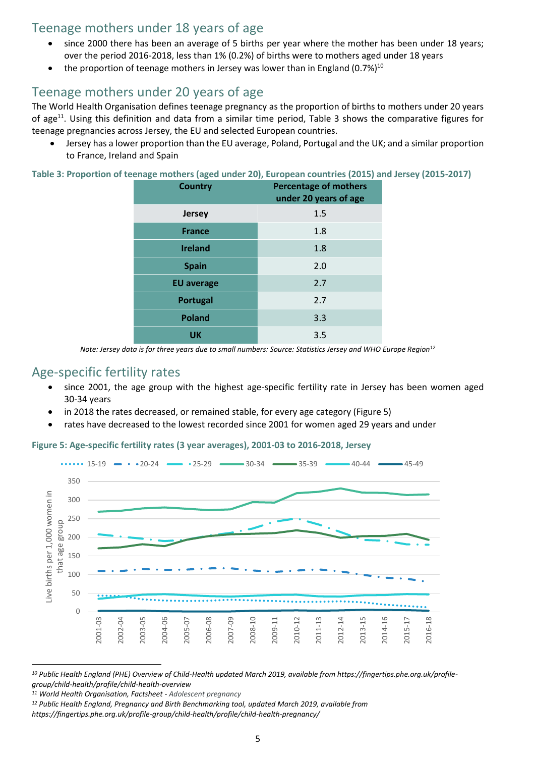## Teenage mothers under 18 years of age

- since 2000 there has been an average of 5 births per year where the mother has been under 18 years; over the period 2016-2018, less than 1% (0.2%) of births were to mothers aged under 18 years
- the proportion of teenage mothers in Jersey was lower than in England (0.7%)[10]

## Teenage mothers under 20 years of age

The World Health Organisation defines teenage pregnancy as the proportion of births to mothers under 20 years of age[11]. Using this definition and data from a similar time period, Table 3 shows the comparative figures for teenage pregnancies across Jersey, the EU and selected European countries.

- Jersey has a lower proportion than the EU average, Poland, Portugal and the UK; and a similar proportion to France, Ireland and Spain

**Table 3: Proportion of teenage mothers (aged under 20), European countries (2015) and Jersey (2015-2017)**

| Country | Percentage of mothers under 20 years of age |
|---|---|
| **Jersey** | 1.5 |
| **France** | 1.8 |
| **Ireland** | 1.8 |
| **Spain** | 2.0 |
| **EU average** | 2.7 |
| **Portugal** | 2.7 |
| **Poland** | 3.3 |
| **UK** | 3.5 |

*Note: Jersey data is for three years due to small numbers: Source: Statistics Jersey and WHO Europe Region[12]*

## Age-specific fertility rates

- since 2001, the age group with the highest age-specific fertility rate in Jersey has been women aged 30-34 years
- in 2018 the rates decreased, or remained stable, for every age category (Figure 5)
- rates have decreased to the lowest recorded since 2001 for women aged 29 years and under

**Figure 5: Age-specific fertility rates (3 year averages), 2001-03 to 2016-2018, Jersey**

---

*[10] Public Health England (PHE) Overview of Child-Health updated March 2019, available from https://fingertips.phe.org.uk/profile-group/child-health/profile/child-health-overview*

*[11] World Health Organisation, Factsheet - Adolescent pregnancy*

*[12] Public Health England, Pregnancy and Birth Benchmarking tool, updated March 2019, available from https://fingertips.phe.org.uk/profile-group/child-health/profile/child-health-pregnancy/*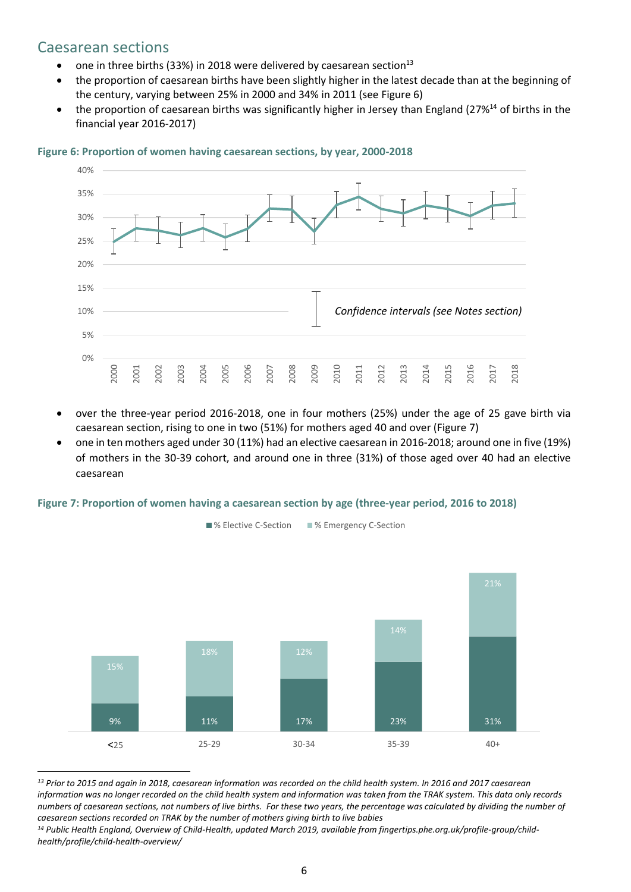## Caesarean sections

- one in three births (33%) in 2018 were delivered by caesarean section[13]
- the proportion of caesarean births have been slightly higher in the latest decade than at the beginning of the century, varying between 25% in 2000 and 34% in 2011 (see Figure 6)
- the proportion of caesarean births was significantly higher in Jersey than England (27%[14] of births in the financial year 2016-2017)

**Figure 6: Proportion of women having caesarean sections, by year, 2000-2018**

*Confidence intervals (see Notes section)*

- over the three-year period 2016-2018, one in four mothers (25%) under the age of 25 gave birth via caesarean section, rising to one in two (51%) for mothers aged 40 and over (Figure 7)
- one in ten mothers aged under 30 (11%) had an elective caesarean in 2016-2018; around one in five (19%) of mothers in the 30-39 cohort, and around one in three (31%) of those aged over 40 had an elective caesarean

**Figure 7: Proportion of women having a caesarean section by age (three-year period, 2016 to 2018)**

| Age | % Elective C-Section | % Emergency C-Section |
|---|---|---|
| <25 | 9% | 15% |
| 25-29 | 11% | 18% |
| 30-34 | 17% | 12% |
| 35-39 | 23% | 14% |
| 40+ | 31% | 21% |

---

*[13] Prior to 2015 and again in 2018, caesarean information was recorded on the child health system. In 2016 and 2017 caesarean information was no longer recorded on the child health system and information was taken from the TRAK system. This data only records numbers of caesarean sections, not numbers of live births. For these two years, the percentage was calculated by dividing the number of caesarean sections recorded on TRAK by the number of mothers giving birth to live babies*

*[14] Public Health England, Overview of Child-Health, updated March 2019, available from fingertips.phe.org.uk/profile-group/child-health/profile/child-health-overview/*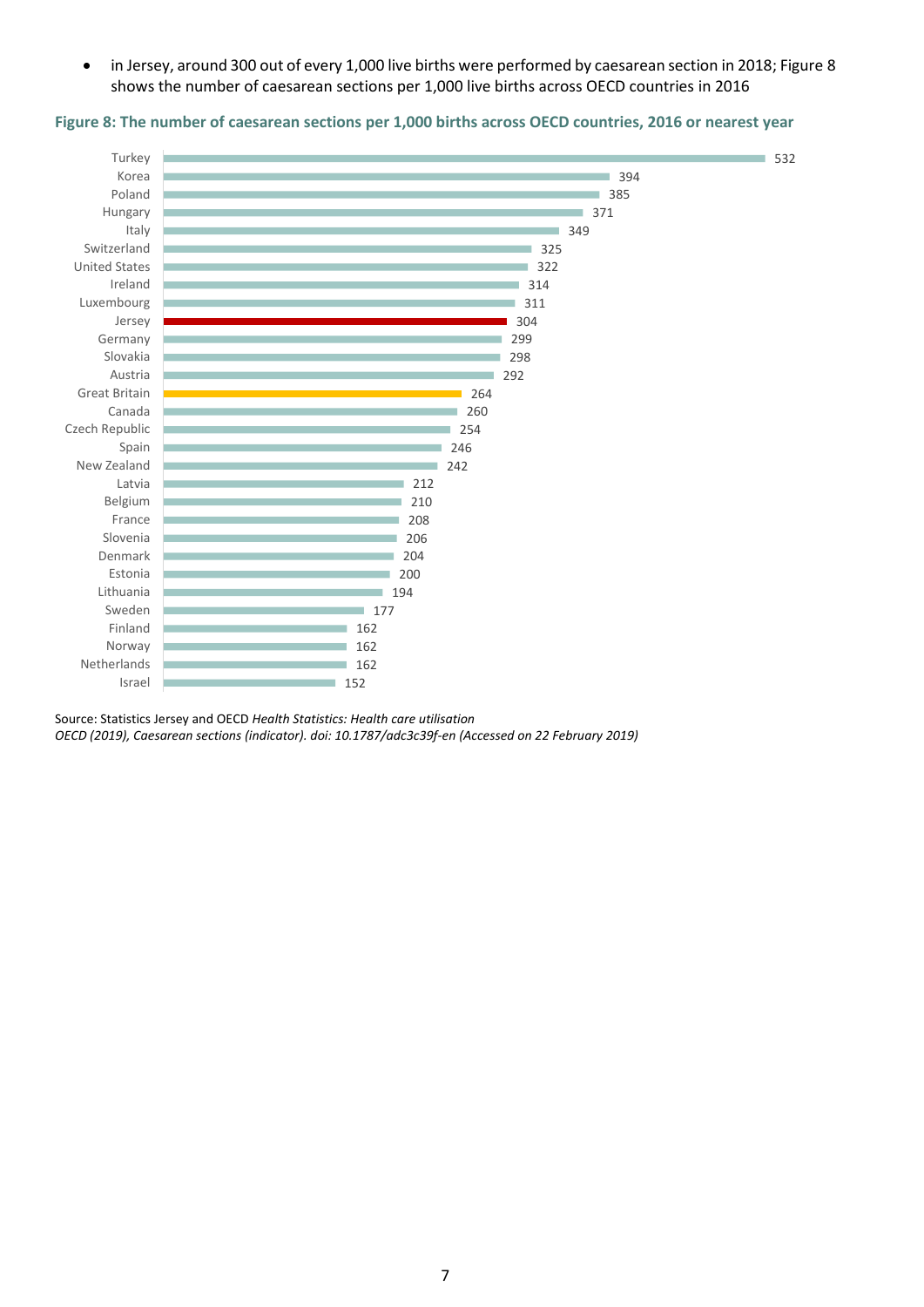- in Jersey, around 300 out of every 1,000 live births were performed by caesarean section in 2018; Figure 8 shows the number of caesarean sections per 1,000 live births across OECD countries in 2016

**Figure 8: The number of caesarean sections per 1,000 births across OECD countries, 2016 or nearest year**

| Country | Caesarean sections per 1,000 births |
|---|---|
| Turkey | 532 |
| Korea | 394 |
| Poland | 385 |
| Hungary | 371 |
| Italy | 349 |
| Switzerland | 325 |
| United States | 322 |
| Ireland | 314 |
| Luxembourg | 311 |
| Jersey | 304 |
| Germany | 299 |
| Slovakia | 298 |
| Austria | 292 |
| Great Britain | 264 |
| Canada | 260 |
| Czech Republic | 254 |
| Spain | 246 |
| New Zealand | 242 |
| Latvia | 212 |
| Belgium | 210 |
| France | 208 |
| Slovenia | 206 |
| Denmark | 204 |
| Estonia | 200 |
| Lithuania | 194 |
| Sweden | 177 |
| Finland | 162 |
| Norway | 162 |
| Netherlands | 162 |
| Israel | 152 |

Source: Statistics Jersey and OECD *Health Statistics: Health care utilisation*
*OECD (2019), Caesarean sections (indicator). doi: 10.1787/adc3c39f-en (Accessed on 22 February 2019)*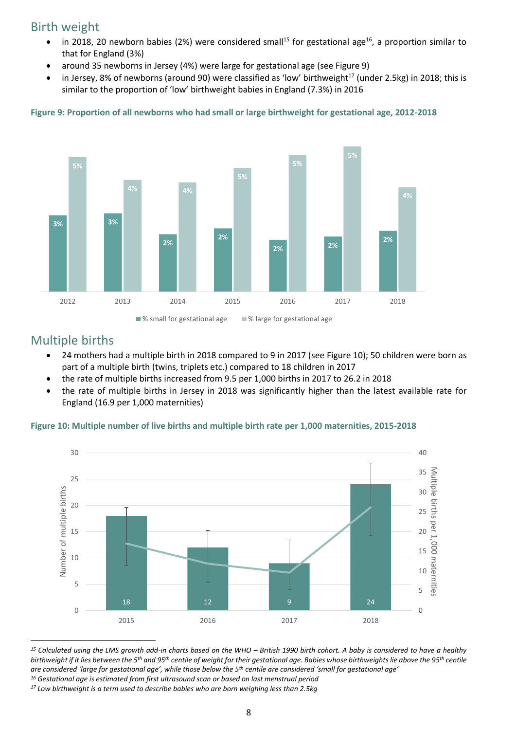## Birth weight

- in 2018, 20 newborn babies (2%) were considered small[15] for gestational age[16], a proportion similar to that for England (3%)
- around 35 newborns in Jersey (4%) were large for gestational age (see Figure 9)
- in Jersey, 8% of newborns (around 90) were classified as 'low' birthweight[17] (under 2.5kg) in 2018; this is similar to the proportion of 'low' birthweight babies in England (7.3%) in 2016

**Figure 9: Proportion of all newborns who had small or large birthweight for gestational age, 2012-2018**

| Year | % small for gestational age | % large for gestational age |
|---|---|---|
| 2012 | 3% | 5% |
| 2013 | 3% | 4% |
| 2014 | 2% | 4% |
| 2015 | 2% | 5% |
| 2016 | 2% | 5% |
| 2017 | 2% | 5% |
| 2018 | 2% | 4% |

## Multiple births

- 24 mothers had a multiple birth in 2018 compared to 9 in 2017 (see Figure 10); 50 children were born as part of a multiple birth (twins, triplets etc.) compared to 18 children in 2017
- the rate of multiple births increased from 9.5 per 1,000 births in 2017 to 26.2 in 2018
- the rate of multiple births in Jersey in 2018 was significantly higher than the latest available rate for England (16.9 per 1,000 maternities)

**Figure 10: Multiple number of live births and multiple birth rate per 1,000 maternities, 2015-2018**

| Year | Number of multiple births |
|---|---|
| 2015 | 18 |
| 2016 | 12 |
| 2017 | 9 |
| 2018 | 24 |

---

*[15] Calculated using the LMS growth add-in charts based on the WHO – British 1990 birth cohort. A baby is considered to have a healthy birthweight if it lies between the 5th and 95th centile of weight for their gestational age. Babies whose birthweights lie above the 95th centile are considered 'large for gestational age', while those below the 5th centile are considered 'small for gestational age'*

*[16] Gestational age is estimated from first ultrasound scan or based on last menstrual period*

*[17] Low birthweight is a term used to describe babies who are born weighing less than 2.5kg*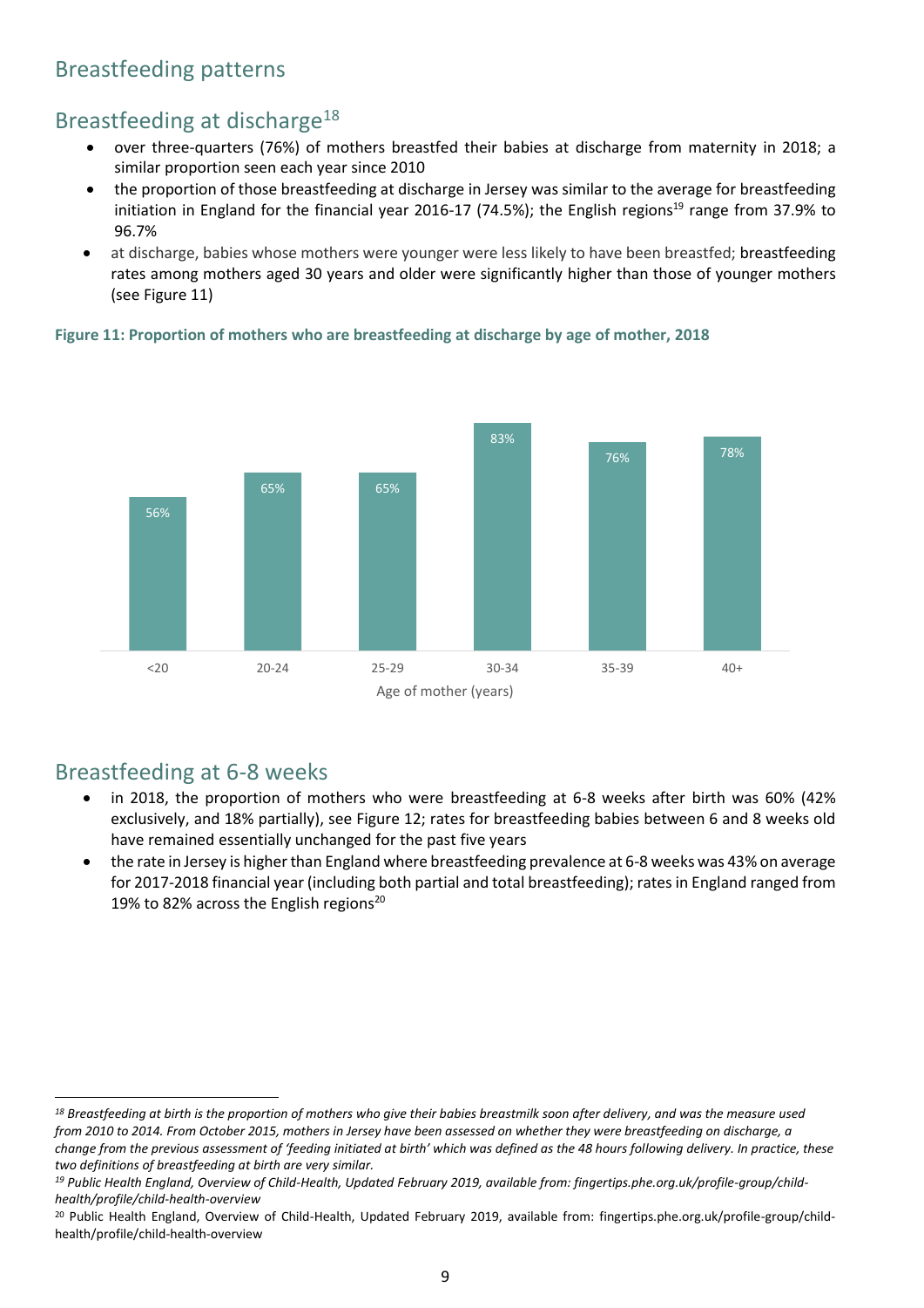# Breastfeeding patterns

## Breastfeeding at discharge[18]

- over three-quarters (76%) of mothers breastfed their babies at discharge from maternity in 2018; a similar proportion seen each year since 2010
- the proportion of those breastfeeding at discharge in Jersey was similar to the average for breastfeeding initiation in England for the financial year 2016-17 (74.5%); the English regions[19] range from 37.9% to 96.7%
- at discharge, babies whose mothers were younger were less likely to have been breastfed; breastfeeding rates among mothers aged 30 years and older were significantly higher than those of younger mothers (see Figure 11)

**Figure 11: Proportion of mothers who are breastfeeding at discharge by age of mother, 2018**

| Age of mother (years) | Proportion breastfeeding at discharge |
|---|---|
| <20 | 56% |
| 20-24 | 65% |
| 25-29 | 65% |
| 30-34 | 83% |
| 35-39 | 76% |
| 40+ | 78% |

## Breastfeeding at 6-8 weeks

- in 2018, the proportion of mothers who were breastfeeding at 6-8 weeks after birth was 60% (42% exclusively, and 18% partially), see Figure 12; rates for breastfeeding babies between 6 and 8 weeks old have remained essentially unchanged for the past five years
- the rate in Jersey is higher than England where breastfeeding prevalence at 6-8 weeks was 43% on average for 2017-2018 financial year (including both partial and total breastfeeding); rates in England ranged from 19% to 82% across the English regions[20]

---

[18] *Breastfeeding at birth is the proportion of mothers who give their babies breastmilk soon after delivery, and was the measure used from 2010 to 2014. From October 2015, mothers in Jersey have been assessed on whether they were breastfeeding on discharge, a change from the previous assessment of 'feeding initiated at birth' which was defined as the 48 hours following delivery. In practice, these two definitions of breastfeeding at birth are very similar.*

[19] *Public Health England, Overview of Child-Health, Updated February 2019, available from: fingertips.phe.org.uk/profile-group/child-health/profile/child-health-overview*

[20] Public Health England, Overview of Child-Health, Updated February 2019, available from: fingertips.phe.org.uk/profile-group/child-health/profile/child-health-overview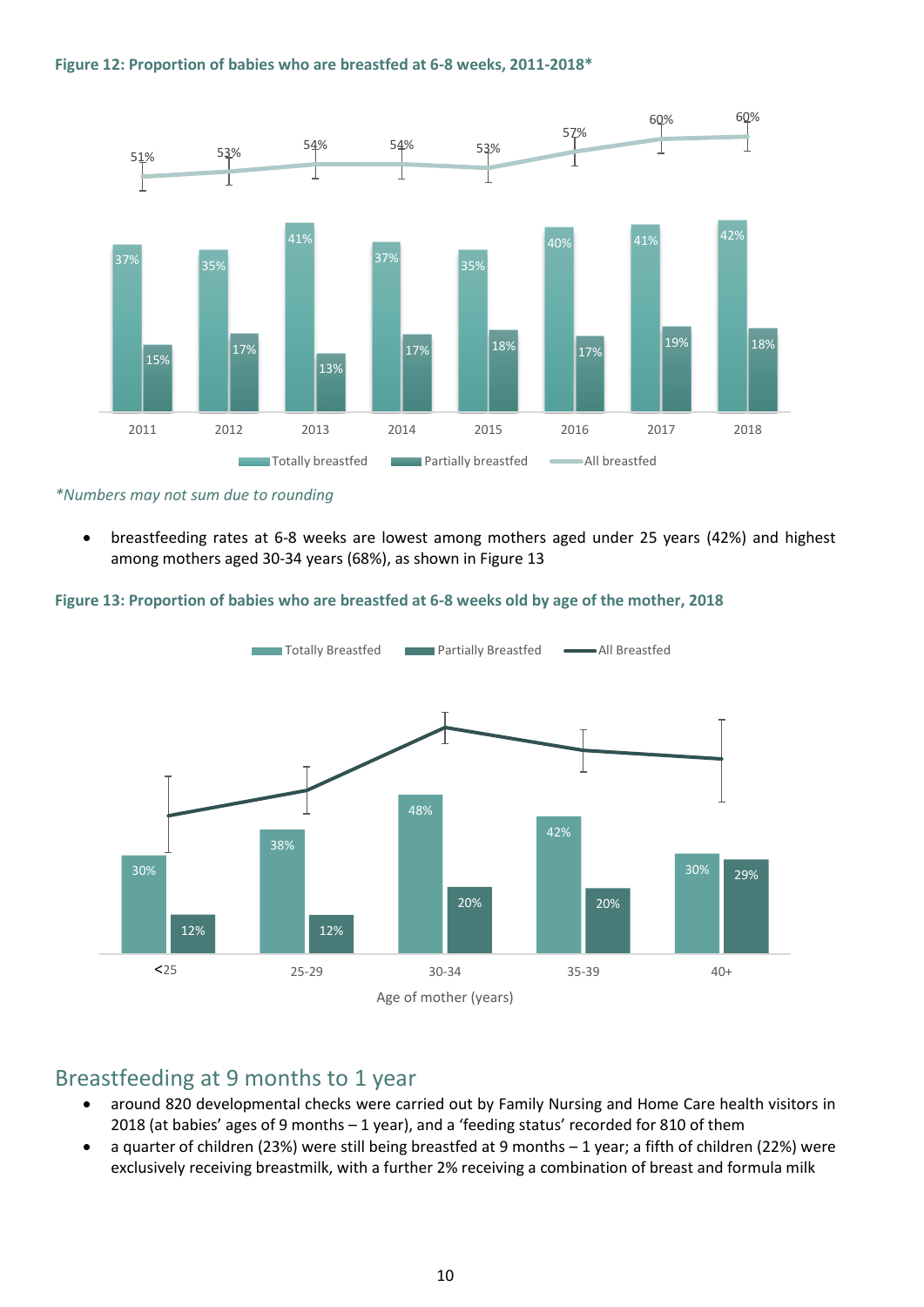**Figure 12: Proportion of babies who are breastfed at 6-8 weeks, 2011-2018***

| Year | Totally breastfed | Partially breastfed | All breastfed |
|---|---|---|---|
| 2011 | 37% | 15% | 51% |
| 2012 | 35% | 17% | 53% |
| 2013 | 41% | 13% | 54% |
| 2014 | 37% | 17% | 54% |
| 2015 | 35% | 18% | 53% |
| 2016 | 40% | 17% | 57% |
| 2017 | 41% | 19% | 60% |
| 2018 | 42% | 18% | 60% |

*\*Numbers may not sum due to rounding*

- breastfeeding rates at 6-8 weeks are lowest among mothers aged under 25 years (42%) and highest among mothers aged 30-34 years (68%), as shown in Figure 13

**Figure 13: Proportion of babies who are breastfed at 6-8 weeks old by age of the mother, 2018**

| Age of mother (years) | Totally Breastfed | Partially Breastfed |
|---|---|---|
| <25 | 30% | 12% |
| 25-29 | 38% | 12% |
| 30-34 | 48% | 20% |
| 35-39 | 42% | 20% |
| 40+ | 30% | 29% |

## Breastfeeding at 9 months to 1 year

- around 820 developmental checks were carried out by Family Nursing and Home Care health visitors in 2018 (at babies' ages of 9 months – 1 year), and a 'feeding status' recorded for 810 of them
- a quarter of children (23%) were still being breastfed at 9 months – 1 year; a fifth of children (22%) were exclusively receiving breastmilk, with a further 2% receiving a combination of breast and formula milk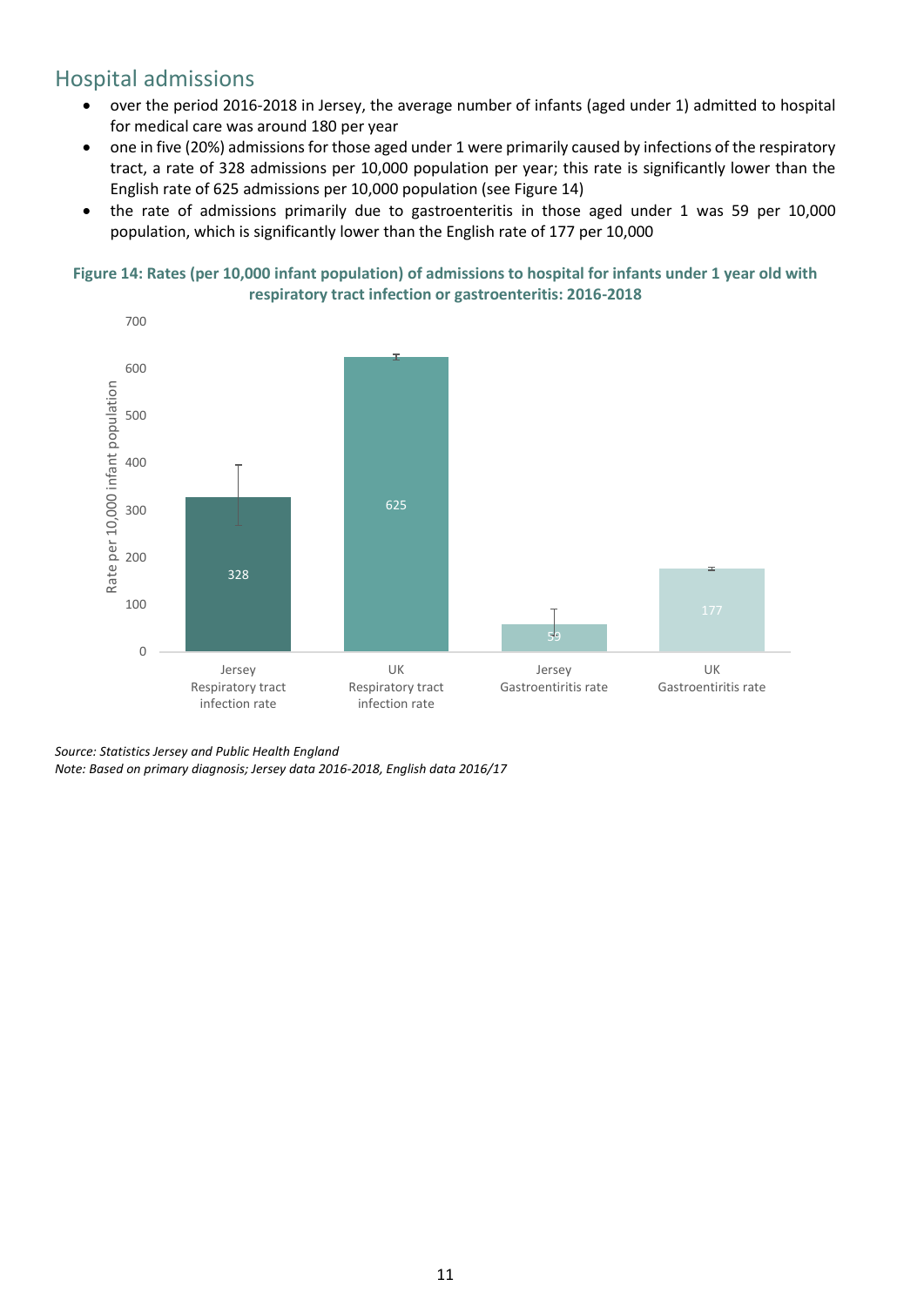## Hospital admissions

- over the period 2016-2018 in Jersey, the average number of infants (aged under 1) admitted to hospital for medical care was around 180 per year
- one in five (20%) admissions for those aged under 1 were primarily caused by infections of the respiratory tract, a rate of 328 admissions per 10,000 population per year; this rate is significantly lower than the English rate of 625 admissions per 10,000 population (see Figure 14)
- the rate of admissions primarily due to gastroenteritis in those aged under 1 was 59 per 10,000 population, which is significantly lower than the English rate of 177 per 10,000

**Figure 14: Rates (per 10,000 infant population) of admissions to hospital for infants under 1 year old with respiratory tract infection or gastroenteritis: 2016-2018**

| | Rate per 10,000 infant population |
|---|---|
| Jersey Respiratory tract infection rate | 328 |
| UK Respiratory tract infection rate | 625 |
| Jersey Gastroentiritis rate | 59 |
| UK Gastroentiritis rate | 177 |

*Source: Statistics Jersey and Public Health England*
*Note: Based on primary diagnosis; Jersey data 2016-2018, English data 2016/17*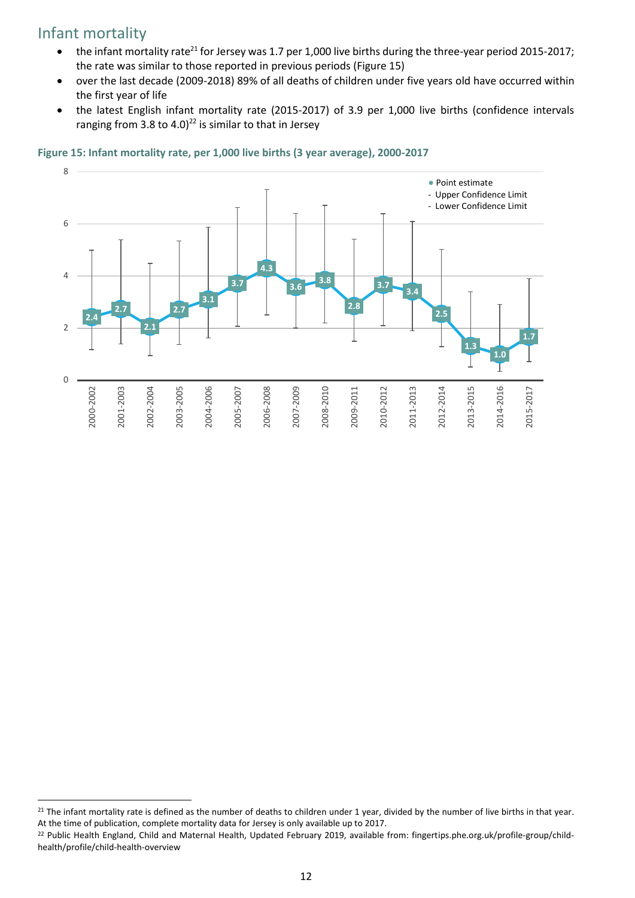## Infant mortality

- the infant mortality rate[21] for Jersey was 1.7 per 1,000 live births during the three-year period 2015-2017; the rate was similar to those reported in previous periods (Figure 15)
- over the last decade (2009-2018) 89% of all deaths of children under five years old have occurred within the first year of life
- the latest English infant mortality rate (2015-2017) of 3.9 per 1,000 live births (confidence intervals ranging from 3.8 to 4.0)[22] is similar to that in Jersey

**Figure 15: Infant mortality rate, per 1,000 live births (3 year average), 2000-2017**

| Period | Point estimate |
|---|---|
| 2000-2002 | 2.4 |
| 2001-2003 | 2.7 |
| 2002-2004 | 2.1 |
| 2003-2005 | 2.7 |
| 2004-2006 | 3.1 |
| 2005-2007 | 3.7 |
| 2006-2008 | 4.3 |
| 2007-2009 | 3.6 |
| 2008-2010 | 3.8 |
| 2009-2011 | 2.8 |
| 2010-2012 | 3.7 |
| 2011-2013 | 3.4 |
| 2012-2014 | 2.5 |
| 2013-2015 | 1.3 |
| 2014-2016 | 1.0 |
| 2015-2017 | 1.7 |

---

[21] The infant mortality rate is defined as the number of deaths to children under 1 year, divided by the number of live births in that year. At the time of publication, complete mortality data for Jersey is only available up to 2017.

[22] Public Health England, Child and Maternal Health, Updated February 2019, available from: fingertips.phe.org.uk/profile-group/child-health/profile/child-health-overview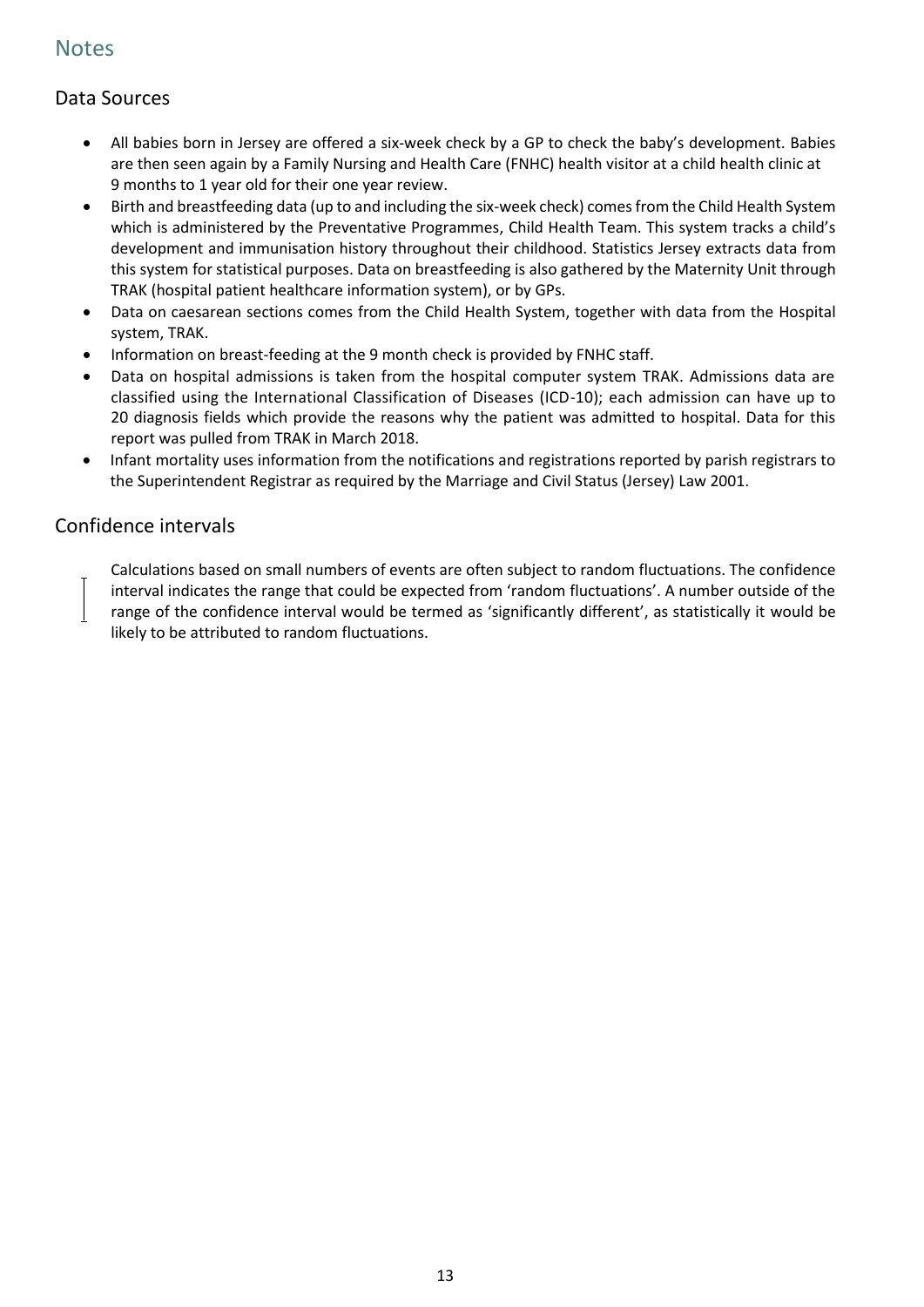# Notes

## Data Sources

- All babies born in Jersey are offered a six-week check by a GP to check the baby's development. Babies are then seen again by a Family Nursing and Health Care (FNHC) health visitor at a child health clinic at 9 months to 1 year old for their one year review.
- Birth and breastfeeding data (up to and including the six-week check) comes from the Child Health System which is administered by the Preventative Programmes, Child Health Team. This system tracks a child's development and immunisation history throughout their childhood. Statistics Jersey extracts data from this system for statistical purposes. Data on breastfeeding is also gathered by the Maternity Unit through TRAK (hospital patient healthcare information system), or by GPs.
- Data on caesarean sections comes from the Child Health System, together with data from the Hospital system, TRAK.
- Information on breast-feeding at the 9 month check is provided by FNHC staff.
- Data on hospital admissions is taken from the hospital computer system TRAK. Admissions data are classified using the International Classification of Diseases (ICD-10); each admission can have up to 20 diagnosis fields which provide the reasons why the patient was admitted to hospital. Data for this report was pulled from TRAK in March 2018.
- Infant mortality uses information from the notifications and registrations reported by parish registrars to the Superintendent Registrar as required by the Marriage and Civil Status (Jersey) Law 2001.

## Confidence intervals

Calculations based on small numbers of events are often subject to random fluctuations. The confidence interval indicates the range that could be expected from 'random fluctuations'. A number outside of the range of the confidence interval would be termed as 'significantly different', as statistically it would be likely to be attributed to random fluctuations.